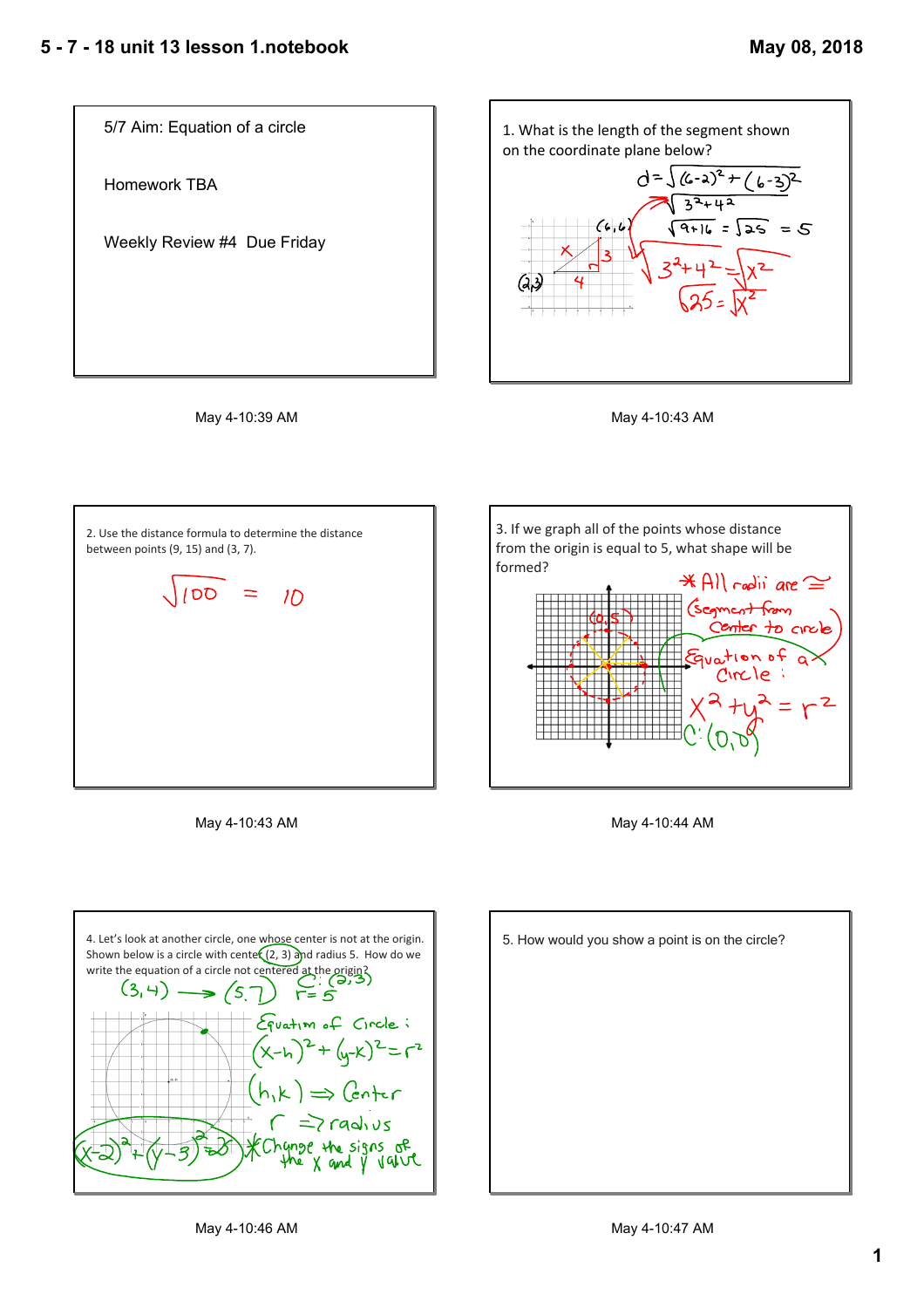5/7 Aim: Equation of a circle

Homework TBA

Weekly Review #4 Due Friday

May 4-10:39 AM

1. What is the length of the segment shown on the coordinate plane below?

$d=\sqrt{(6-2)^2+(6-3)^2}$

$\sqrt{3^2+4^2}$

$\sqrt{9+16}=\sqrt{25}=5$

(6,6)

(2,3)

x

3

4

$3^2+4^2=\sqrt{x^2}$

$\sqrt{25}=\sqrt{x^2}$

May 4-10:43 AM

2. Use the distance formula to determine the distance between points (9, 15) and (3, 7).

$\sqrt{100}=10$

May 4-10:43 AM

3. If we graph all of the points whose distance from the origin is equal to 5, what shape will be formed?

(0,5)

* All radii are ≅ (segment from center to circle)

Equation of a Circle:

$x^2+y^2=r^2$

C: (0,0)

May 4-10:44 AM

4. Let's look at another circle, one whose center is not at the origin. Shown below is a circle with center (2, 3) and radius 5. How do we write the equation of a circle not centered at the origin?

(3,4) ⟶ (5,7)

C: (2,3)

r = 5

Equation of Circle:

$(x-h)^2+(y-k)^2=r^2$

(h,k) ⇒ Center

r ⇒ radius

$(x-2)^2+(y-3)^2=5^2$

* Change the signs of the x and y value

May 4-10:46 AM

5. How would you show a point is on the circle?

May 4-10:47 AM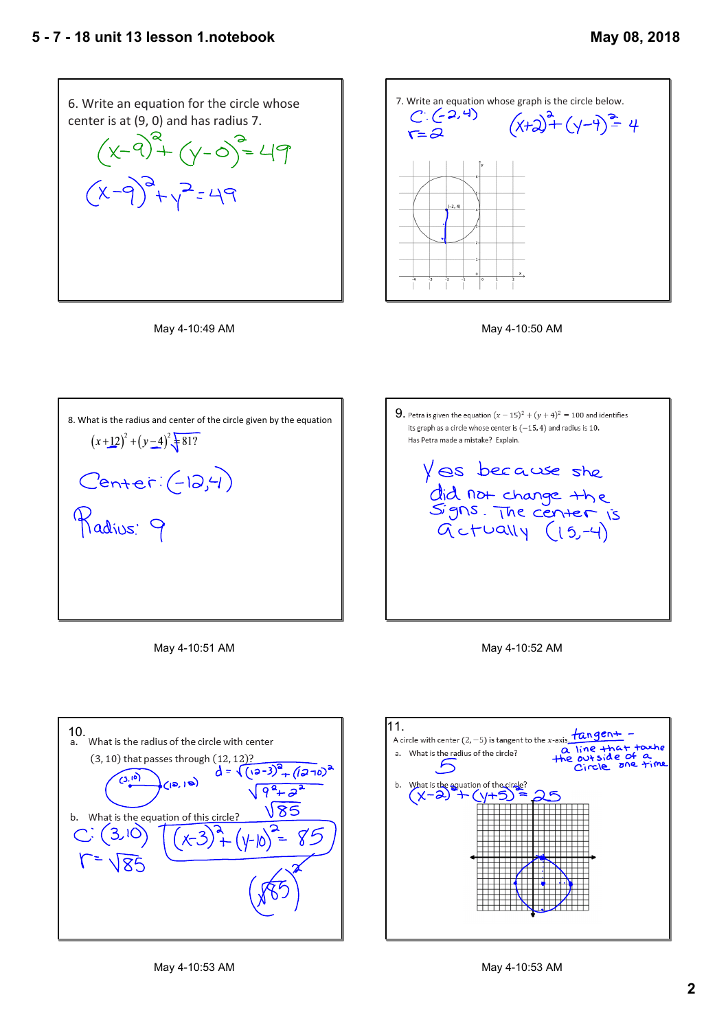6. Write an equation for the circle whose center is at (9, 0) and has radius 7.

$(x-9)^2+(y-0)^2=49$

$(x-9)^2+y^2=49$

May 4-10:49 AM

7. Write an equation whose graph is the circle below.

C: (-2, 4)

r = 2

$(x+2)^2+(y-4)^2=4$

May 4-10:50 AM

8. What is the radius and center of the circle given by the equation

$(x+12)^2+(y-4)^2 = 81?$

Center: (-12, 4)

Radius: 9

May 4-10:51 AM

9. Petra is given the equation $(x-15)^2+(y+4)^2=100$ and identifies its graph as a circle whose center is $(-15, 4)$ and radius is 10. Has Petra made a mistake? Explain.

Yes because she did not change the signs. The center is actually (15, -4)

May 4-10:52 AM

10.
a. What is the radius of the circle with center (3, 10) that passes through (12, 12)?

$d=\sqrt{(12-3)^2+(12-10)^2}$

$\sqrt{9^2+2^2}$

$\sqrt{85}$

b. What is the equation of this circle?

C: (3, 10)

$r=\sqrt{85}$

$(x-3)^2+(y-10)^2=85$

$(\sqrt{85})^2$

May 4-10:53 AM

11. A circle with center $(2, -5)$ is tangent to the x-axis.

tangent – a line that touche the outside of a circle one time

a. What is the radius of the circle?

5

b. What is the equation of the circle?

$(x-2)^2+(y+5)^2=25$

May 4-10:53 AM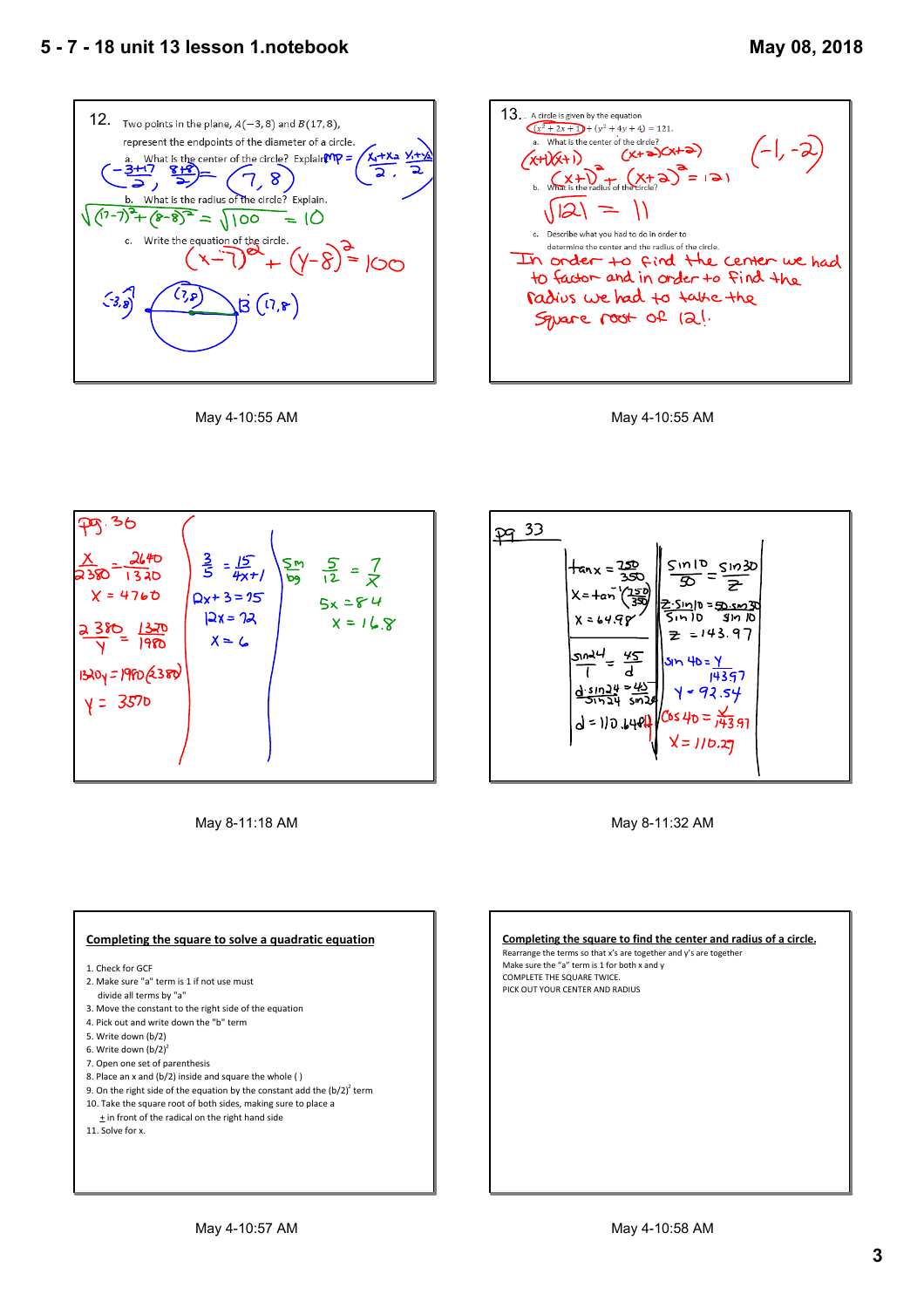## 12.

Two points in the plane, $A(-3, 8)$ and $B(17, 8)$, represent the endpoints of the diameter of a circle.

a. What is the center of the circle? Explain. $MP = \left(\frac{x_1+x_2}{2}, \frac{y_1+y_2}{2}\right)$

$\left(\frac{-3+17}{2}, \frac{8+8}{2}\right) = (7, 8)$

b. What is the radius of the circle? Explain.

$\sqrt{(17-7)^2+(8-8)^2} = \sqrt{100} = 10$

c. Write the equation of the circle.

$(x-7)^2 + (y-8)^2 = 100$

$(-3,8)$ $(7,8)$ $B(17,8)$

May 4-10:55 AM

## 13.

A circle is given by the equation $(x^2+2x+1)+(y^2+4y+4) = 121$.

a. What is the center of the circle?

$(x+1)(x+1)$ $(x+2)(x+2)$

$(x+1)^2 + (x+2)^2 = 121$

$(-1, -2)$

b. What is the radius of the circle?

$\sqrt{121} = 11$

c. Describe what you had to do in order to determine the center and the radius of the circle.

In order to find the center we had to factor and in order to find the radius we had to take the square root of 121.

May 4-10:55 AM

## pg. 36

$\frac{x}{2380} = \frac{2640}{1320}$

$x = 4760$

$\frac{2380}{y} = \frac{1320}{1980}$

$1320y = 1980(2380)$

$y = 3570$

$\frac{3}{5} = \frac{15}{4x+1}$

$2x+3 = 15$

$12x = 72$

$x = 6$

$\frac{5m}{bg}$ $\frac{5}{12} = \frac{7}{x}$

$5x = 84$

$x = 16.8$

May 8-11:18 AM

## pg 33

$\tan x = \frac{250}{350}$

$x = \tan^{-1}\left(\frac{250}{350}\right)$

$x = 64.98$

$\frac{\sin 24}{1} = \frac{45}{d}$

$\frac{d \cdot \sin 24}{\sin 24} = \frac{45}{\sin 24}$

$d = 110.64$

$\frac{\sin 10}{50} = \frac{\sin 30}{z}$

$\frac{z \cdot \sin 10}{\sin 10} = \frac{50 \cdot \sin 30}{\sin 10}$

$z = 143.97$

$\sin 40 = \frac{y}{143.97}$

$y = 92.54$

$\cos 40 = \frac{x}{143.97}$

$x = 110.29$

May 8-11:32 AM

## Completing the square to solve a quadratic equation

1. Check for GCF
2. Make sure "a" term is 1 if not use must divide all terms by "a"
3. Move the constant to the right side of the equation
4. Pick out and write down the "b" term
5. Write down (b/2)
6. Write down $(b/2)^2$
7. Open one set of parenthesis
8. Place an x and (b/2) inside and square the whole ( )
9. On the right side of the equation by the constant add the $(b/2)^2$ term
10. Take the square root of both sides, making sure to place a $\pm$ in front of the radical on the right hand side
11. Solve for x.

May 4-10:57 AM

## Completing the square to find the center and radius of a circle.

Rearrange the terms so that x's are together and y's are together

Make sure the "a" term is 1 for both x and y

COMPLETE THE SQUARE TWICE.

PICK OUT YOUR CENTER AND RADIUS

May 4-10:58 AM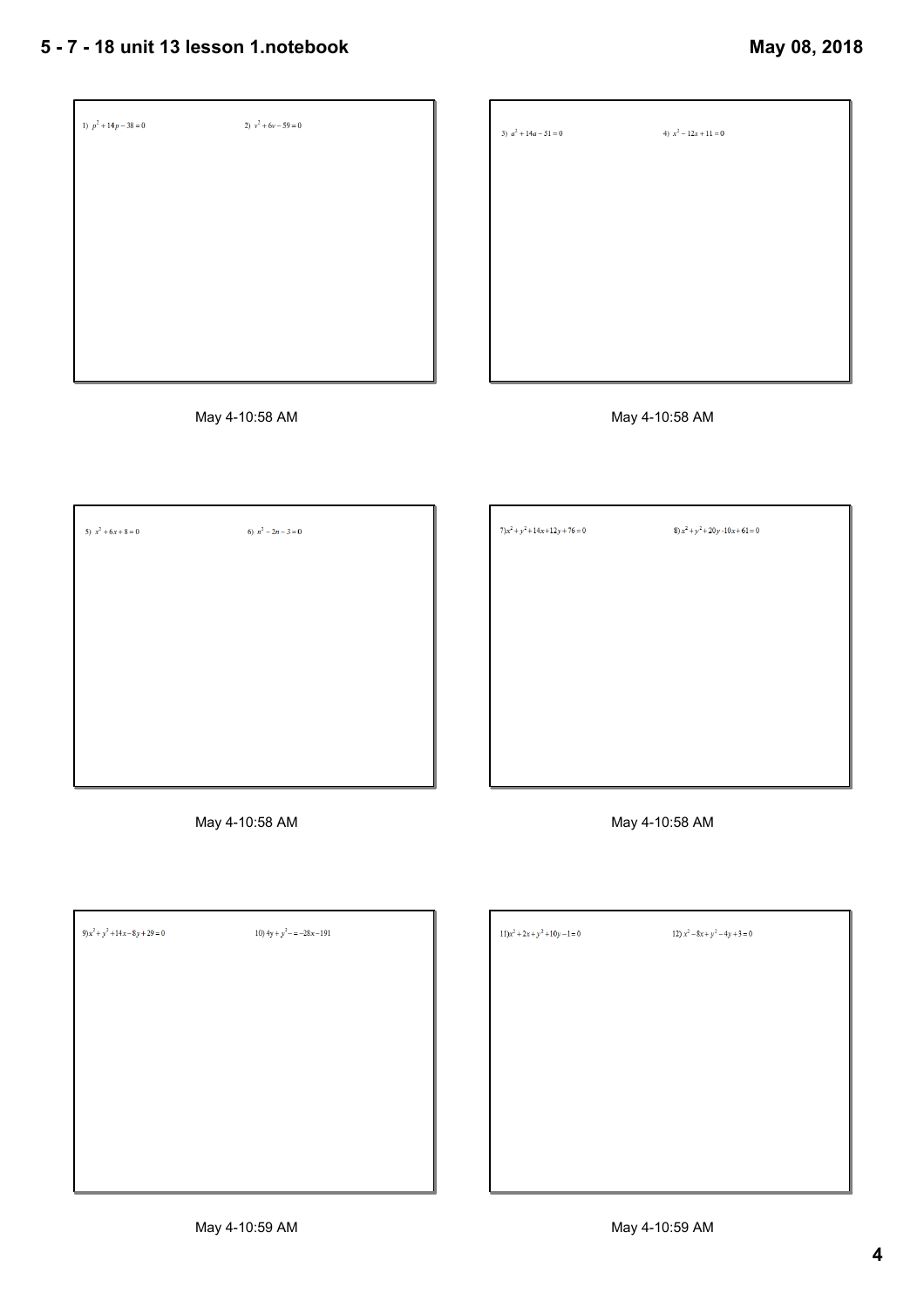1) $p^2 + 14p - 38 = 0$

2) $v^2 + 6v - 59 = 0$

May 4-10:58 AM

3) $a^2 + 14a - 51 = 0$

4) $x^2 - 12x + 11 = 0$

May 4-10:58 AM

5) $x^2 + 6x + 8 = 0$

6) $n^2 - 2n - 3 = 0$

May 4-10:58 AM

7) $x^2 + y^2 + 14x + 12y + 76 = 0$

8) $x^2 + y^2 + 20y - 10x + 61 = 0$

May 4-10:58 AM

9) $x^2 + y^2 + 14x - 8y + 29 = 0$

10) $4y + y^2 - = -28x - 191$

May 4-10:59 AM

11) $x^2 + 2x + y^2 + 10y - 1 = 0$

12) $x^2 - 8x + y^2 - 4y + 3 = 0$

May 4-10:59 AM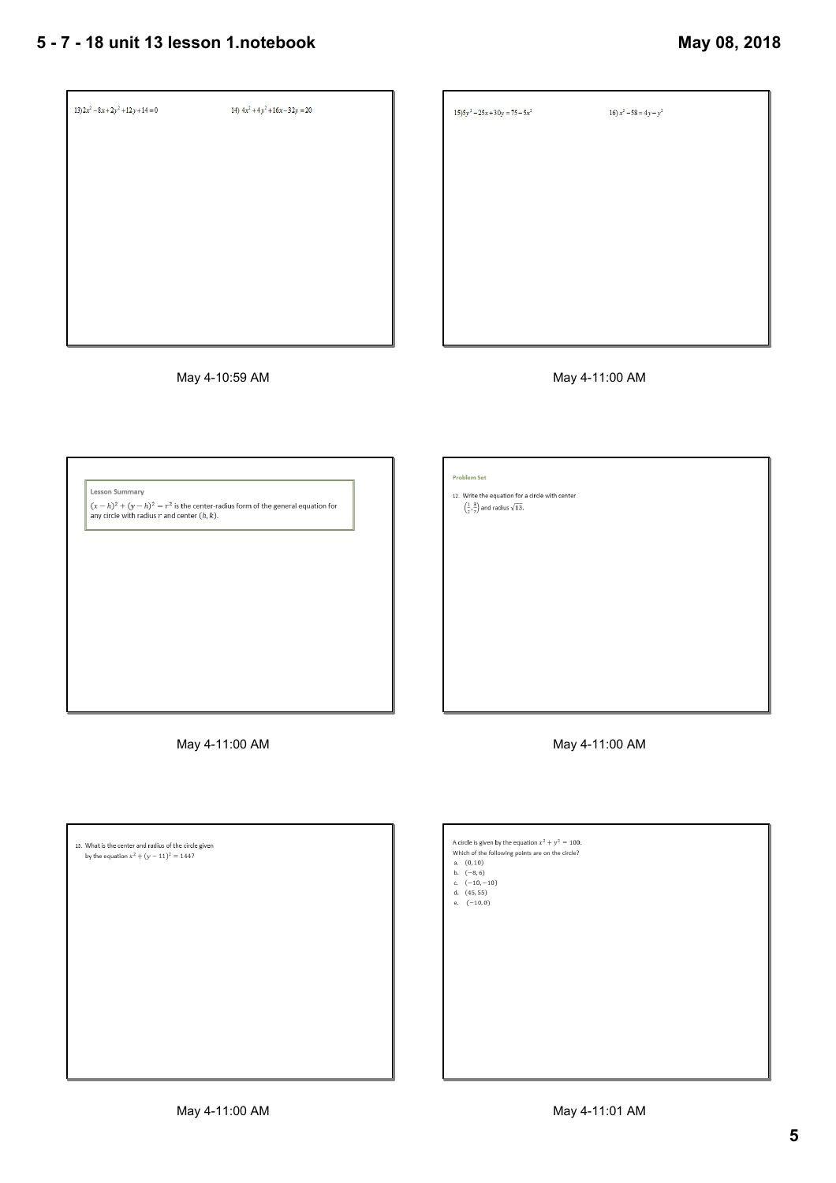13) $2x^2 - 8x + 2y^2 + 12y + 14 = 0$

14) $4x^2 + 4y^2 + 16x - 32y = 20$

May 4-10:59 AM

15) $5y^2 - 25x + 30y = 75 - 5x^2$

16) $x^2 - 58 = 4y - y^2$

May 4-11:00 AM

**Lesson Summary**

$(x - h)^2 + (y - k)^2 = r^2$ is the center-radius form of the general equation for any circle with radius $r$ and center $(h, k)$.

May 4-11:00 AM

**Problem Set**

12. Write the equation for a circle with center $\left(\frac{1}{2}, \frac{8}{7}\right)$ and radius $\sqrt{13}$.

May 4-11:00 AM

13. What is the center and radius of the circle given by the equation $x^2 + (y - 11)^2 = 144$?

May 4-11:00 AM

A circle is given by the equation $x^2 + y^2 = 100$.

Which of the following points are on the circle?

a. $(0, 10)$
b. $(-8, 6)$
c. $(-10, -10)$
d. $(45, 55)$
e. $(-10, 0)$

May 4-11:01 AM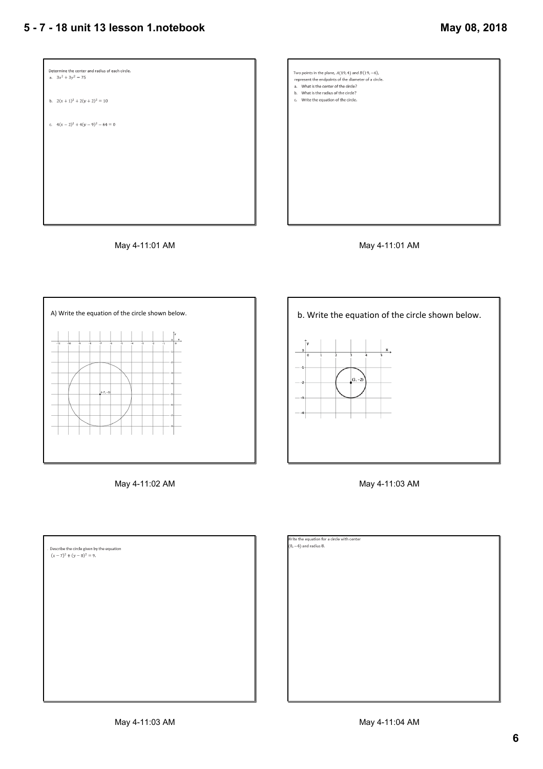Determine the center and radius of each circle.

a. $3x^2 + 3y^2 = 75$

b. $2(x+1)^2 + 2(y+2)^2 = 10$

c. $4(x-2)^2 + 4(y-9)^2 - 64 = 0$

May 4-11:01 AM

Two points in the plane, $A(19, 4)$ and $B(19, -6)$, represent the endpoints of the diameter of a circle.

a. What is the center of the circle?

b. What is the radius of the circle?

c. Write the equation of the circle.

May 4-11:01 AM

A) Write the equation of the circle shown below.

-11 -10 -9 -8 -7 -6 -5 -4 -3 -2 -1 0 x

y -1 -2 -3 -4 -5 -6 -7 -8

(-7, -5)

May 4-11:02 AM

b. Write the equation of the circle shown below.

y 0 x

0 1 2 3 4 5

-1 -2 -3 -4

(3, -2)

May 4-11:03 AM

. Describe the circle given by the equation $(x-7)^2 + (y-8)^2 = 9$.

May 4-11:03 AM

Write the equation for a circle with center $(0, -4)$ and radius 8.

May 4-11:04 AM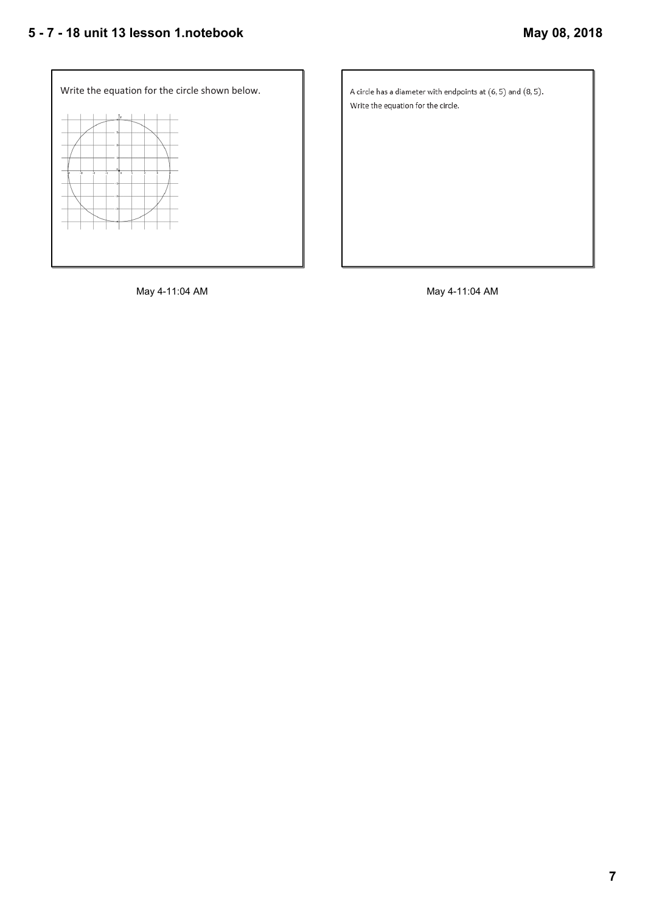Write the equation for the circle shown below.

May 4-11:04 AM

A circle has a diameter with endpoints at $(6, 5)$ and $(8, 5)$.

Write the equation for the circle.

May 4-11:04 AM